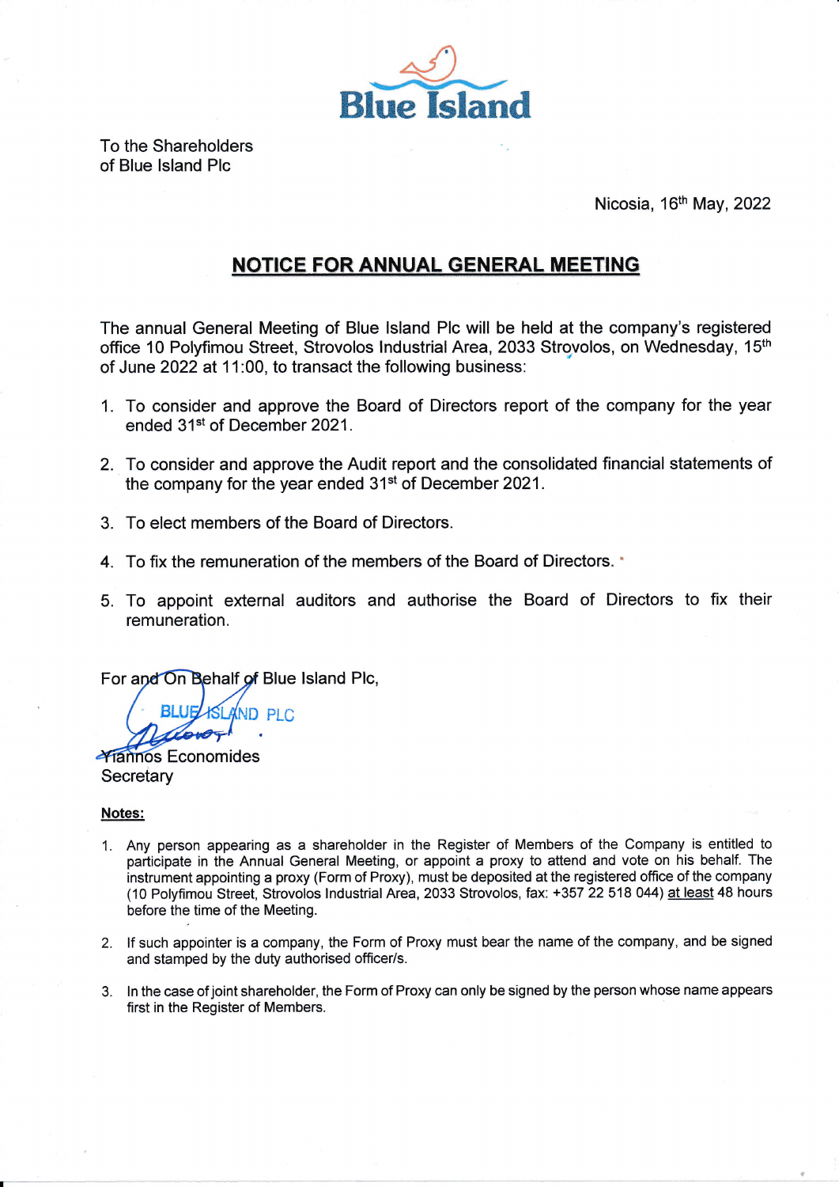To the Shareholders
of Blue Island Plc

Nicosia, 16th May, 2022

# NOTICE FOR ANNUAL GENERAL MEETING

The annual General Meeting of Blue Island Plc will be held at the company's registered office 10 Polyfimou Street, Strovolos Industrial Area, 2033 Strovolos, on Wednesday, 15th of June 2022 at 11:00, to transact the following business:

1. To consider and approve the Board of Directors report of the company for the year ended 31st of December 2021.
2. To consider and approve the Audit report and the consolidated financial statements of the company for the year ended 31st of December 2021.
3. To elect members of the Board of Directors.
4. To fix the remuneration of the members of the Board of Directors.
5. To appoint external auditors and authorise the Board of Directors to fix their remuneration.

For and On Behalf of Blue Island Plc,

BLUE ISLAND PLC

Yiannos Economides
Secretary

**Notes:**

1. Any person appearing as a shareholder in the Register of Members of the Company is entitled to participate in the Annual General Meeting, or appoint a proxy to attend and vote on his behalf. The instrument appointing a proxy (Form of Proxy), must be deposited at the registered office of the company (10 Polyfimou Street, Strovolos Industrial Area, 2033 Strovolos, fax: +357 22 518 044) at least 48 hours before the time of the Meeting.
2. If such appointer is a company, the Form of Proxy must bear the name of the company, and be signed and stamped by the duty authorised officer/s.
3. In the case of joint shareholder, the Form of Proxy can only be signed by the person whose name appears first in the Register of Members.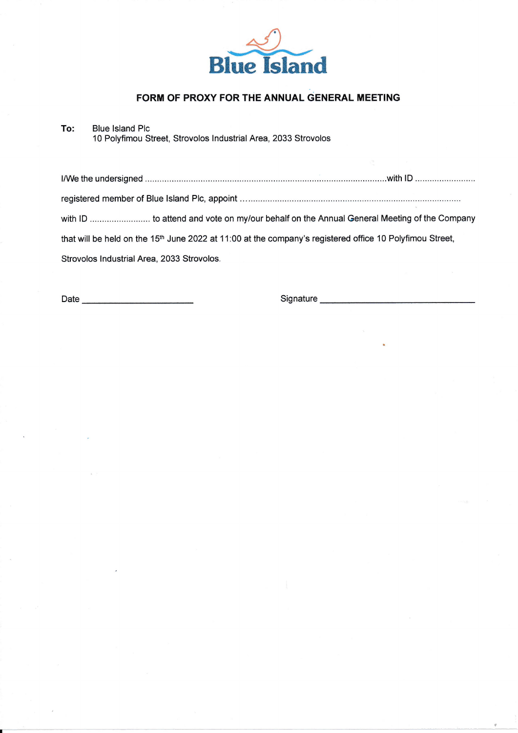Blue Island

# FORM OF PROXY FOR THE ANNUAL GENERAL MEETING

**To:** Blue Island Plc
10 Polyfimou Street, Strovolos Industrial Area, 2033 Strovolos

I/We the undersigned ................................................................................................................with ID ........................

registered member of Blue Island Plc, appoint ........................................................................................

with ID ........................ to attend and vote on my/our behalf on the Annual General Meeting of the Company that will be held on the 15th June 2022 at 11:00 at the company's registered office 10 Polyfimou Street, Strovolos Industrial Area, 2033 Strovolos.

Date ______________________ Signature ______________________________